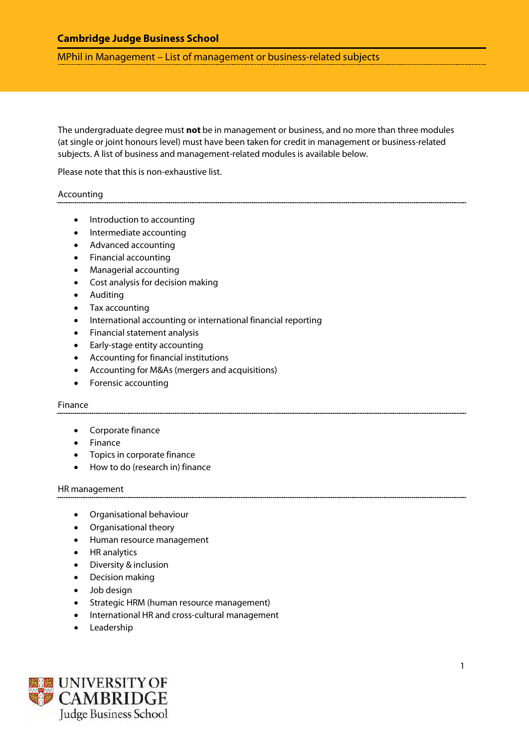# Cambridge Judge Business School

## MPhil in Management – List of management or business-related subjects

The undergraduate degree must **not** be in management or business, and no more than three modules (at single or joint honours level) must have been taken for credit in management or business-related subjects. A list of business and management-related modules is available below.

Please note that this is non-exhaustive list.

### Accounting

- Introduction to accounting
- Intermediate accounting
- Advanced accounting
- Financial accounting
- Managerial accounting
- Cost analysis for decision making
- Auditing
- Tax accounting
- International accounting or international financial reporting
- Financial statement analysis
- Early-stage entity accounting
- Accounting for financial institutions
- Accounting for M&As (mergers and acquisitions)
- Forensic accounting

### Finance

- Corporate finance
- Finance
- Topics in corporate finance
- How to do (research in) finance

### HR management

- Organisational behaviour
- Organisational theory
- Human resource management
- HR analytics
- Diversity & inclusion
- Decision making
- Job design
- Strategic HRM (human resource management)
- International HR and cross-cultural management
- Leadership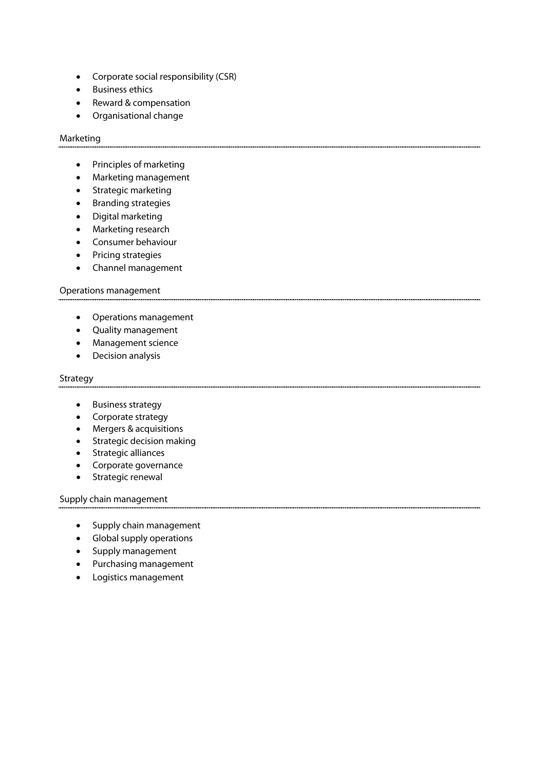- Corporate social responsibility (CSR)
- Business ethics
- Reward & compensation
- Organisational change

## Marketing

- Principles of marketing
- Marketing management
- Strategic marketing
- Branding strategies
- Digital marketing
- Marketing research
- Consumer behaviour
- Pricing strategies
- Channel management

## Operations management

- Operations management
- Quality management
- Management science
- Decision analysis

## Strategy

- Business strategy
- Corporate strategy
- Mergers & acquisitions
- Strategic decision making
- Strategic alliances
- Corporate governance
- Strategic renewal

## Supply chain management

- Supply chain management
- Global supply operations
- Supply management
- Purchasing management
- Logistics management